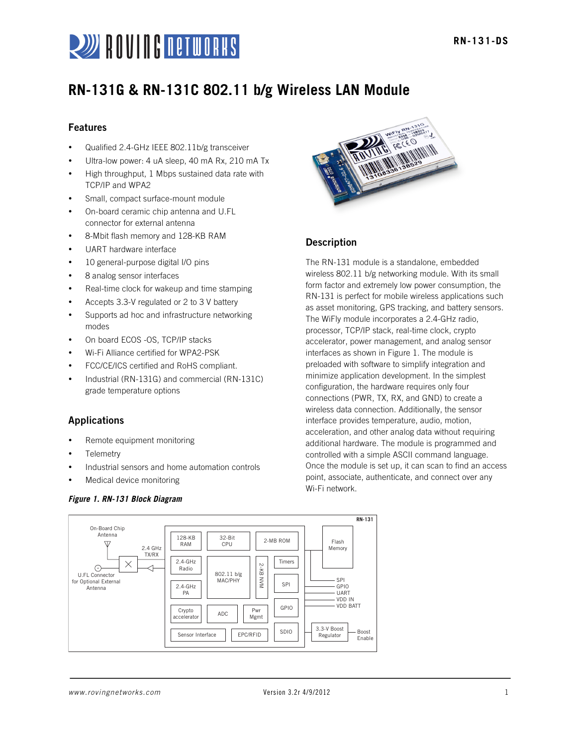# RN-131G & RN-131C 802.11 b/g Wireless LAN Module

## Features

- Qualified 2.4-GHz IEEE 802.11b/g transceiver
- Ultra-low power: 4 uA sleep, 40 mA Rx, 210 mA Tx
- High throughput, 1 Mbps sustained data rate with TCP/IP and WPA2
- Small, compact surface-mount module
- On-board ceramic chip antenna and U.FL connector for external antenna
- 8-Mbit flash memory and 128-KB RAM
- UART hardware interface
- 10 general-purpose digital I/O pins
- 8 analog sensor interfaces
- Real-time clock for wakeup and time stamping
- Accepts 3.3-V regulated or 2 to 3 V battery
- Supports ad hoc and infrastructure networking modes
- On board ECOS -OS, TCP/IP stacks
- Wi-Fi Alliance certified for WPA2-PSK
- FCC/CE/ICS certified and RoHS compliant.
- Industrial (RN-131G) and commercial (RN-131C) grade temperature options

## Applications

- Remote equipment monitoring
- Telemetry
- Industrial sensors and home automation controls
- Medical device monitoring

## Description

The RN-131 module is a standalone, embedded wireless 802.11 b/g networking module. With its small form factor and extremely low power consumption, the RN-131 is perfect for mobile wireless applications such as asset monitoring, GPS tracking, and battery sensors. The WiFly module incorporates a 2.4-GHz radio, processor, TCP/IP stack, real-time clock, crypto accelerator, power management, and analog sensor interfaces as shown in Figure 1. The module is preloaded with software to simplify integration and minimize application development. In the simplest configuration, the hardware requires only four connections (PWR, TX, RX, and GND) to create a wireless data connection. Additionally, the sensor interface provides temperature, audio, motion, acceleration, and other analog data without requiring additional hardware. The module is programmed and controlled with a simple ASCII command language. Once the module is set up, it can scan to find an access point, associate, authenticate, and connect over any Wi-Fi network.

*Figure 1. RN-131 Block Diagram*

RN-131: On-Board Chip Antenna; U.FL Connector for Optional External Antenna; 2.4 GHz TX/RX; 128-KB RAM; 32-Bit CPU; 2-MB ROM; 2.4-GHz Radio; 802.11 b/g MAC/PHY; 2-KB NVM; Timers; 2.4-GHz PA; SPI; Crypto accelerator; ADC; Pwr Mgmt; GPIO; Sensor Interface; EPC/RFID; SDIO; Flash Memory; SPI; GPIO; UART; VDD IN; VDD BATT; 3.3-V Boost Regulator; Boost Enable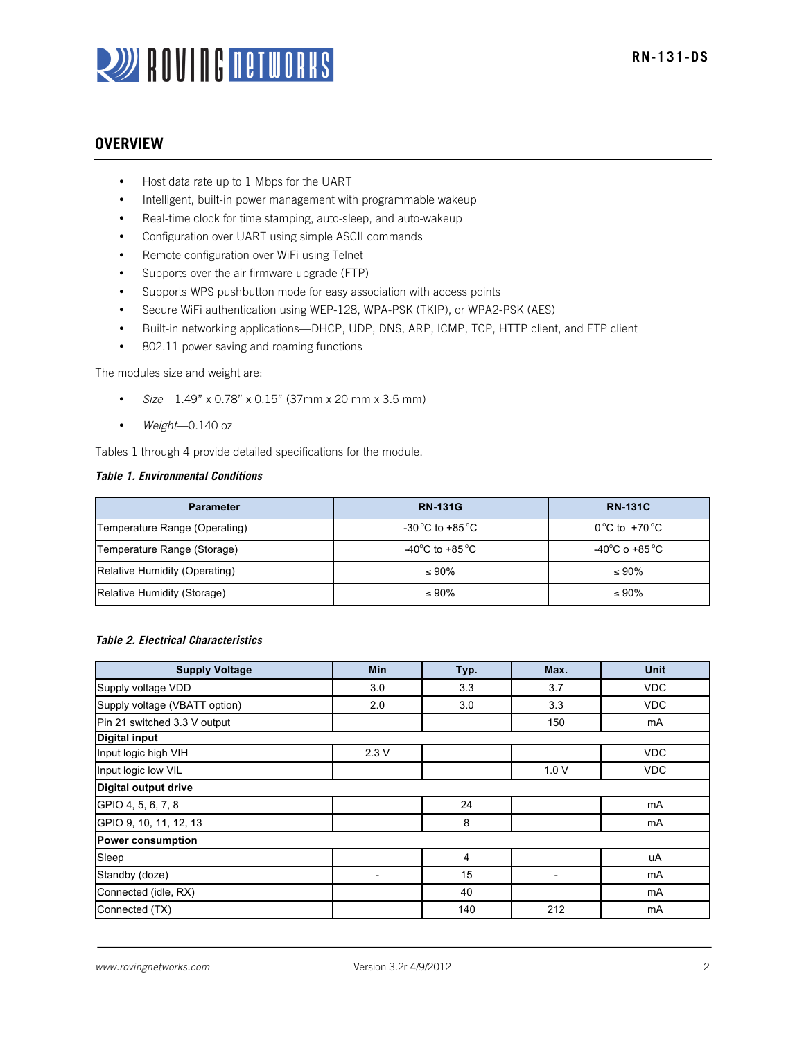## OVERVIEW

- Host data rate up to 1 Mbps for the UART
- Intelligent, built-in power management with programmable wakeup
- Real-time clock for time stamping, auto-sleep, and auto-wakeup
- Configuration over UART using simple ASCII commands
- Remote configuration over WiFi using Telnet
- Supports over the air firmware upgrade (FTP)
- Supports WPS pushbutton mode for easy association with access points
- Secure WiFi authentication using WEP-128, WPA-PSK (TKIP), or WPA2-PSK (AES)
- Built-in networking applications—DHCP, UDP, DNS, ARP, ICMP, TCP, HTTP client, and FTP client
- 802.11 power saving and roaming functions

The modules size and weight are:

- *Size*—1.49" x 0.78" x 0.15" (37mm x 20 mm x 3.5 mm)
- *Weight*—0.140 oz

Tables 1 through 4 provide detailed specifications for the module.

***Table 1. Environmental Conditions***

| Parameter | RN-131G | RN-131C |
| --- | --- | --- |
| Temperature Range (Operating) | -30 °C to +85 °C | 0 °C to +70 °C |
| Temperature Range (Storage) | -40°C to +85 °C | -40°C o +85 °C |
| Relative Humidity (Operating) | ≤ 90% | ≤ 90% |
| Relative Humidity (Storage) | ≤ 90% | ≤ 90% |

***Table 2. Electrical Characteristics***

| Supply Voltage | Min | Typ. | Max. | Unit |
| --- | --- | --- | --- | --- |
| Supply voltage VDD | 3.0 | 3.3 | 3.7 | VDC |
| Supply voltage (VBATT option) | 2.0 | 3.0 | 3.3 | VDC |
| Pin 21 switched 3.3 V output | | | 150 | mA |
| **Digital input** | | | | |
| Input logic high VIH | 2.3 V | | | VDC |
| Input logic low VIL | | | 1.0 V | VDC |
| **Digital output drive** | | | | |
| GPIO 4, 5, 6, 7, 8 | | 24 | | mA |
| GPIO 9, 10, 11, 12, 13 | | 8 | | mA |
| **Power consumption** | | | | |
| Sleep | | 4 | | uA |
| Standby (doze) | - | 15 | - | mA |
| Connected (idle, RX) | | 40 | | mA |
| Connected (TX) | | 140 | 212 | mA |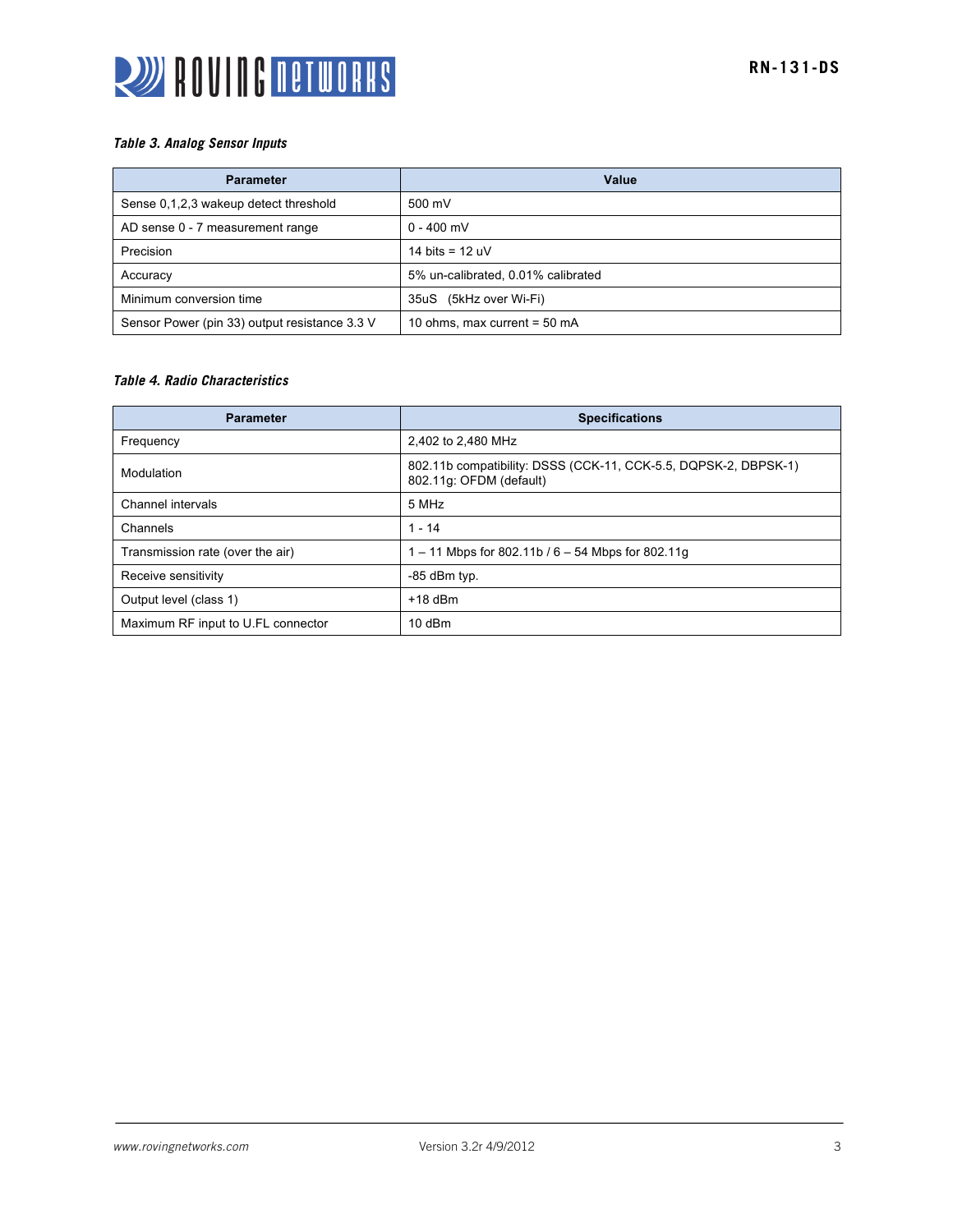*Table 3. Analog Sensor Inputs*

| Parameter | Value |
|---|---|
| Sense 0,1,2,3 wakeup detect threshold | 500 mV |
| AD sense 0 - 7 measurement range | 0 - 400 mV |
| Precision | 14 bits = 12 uV |
| Accuracy | 5% un-calibrated, 0.01% calibrated |
| Minimum conversion time | 35uS (5kHz over Wi-Fi) |
| Sensor Power (pin 33) output resistance 3.3 V | 10 ohms, max current = 50 mA |

*Table 4. Radio Characteristics*

| Parameter | Specifications |
|---|---|
| Frequency | 2,402 to 2,480 MHz |
| Modulation | 802.11b compatibility: DSSS (CCK-11, CCK-5.5, DQPSK-2, DBPSK-1)<br>802.11g: OFDM (default) |
| Channel intervals | 5 MHz |
| Channels | 1 - 14 |
| Transmission rate (over the air) | 1 – 11 Mbps for 802.11b / 6 – 54 Mbps for 802.11g |
| Receive sensitivity | -85 dBm typ. |
| Output level (class 1) | +18 dBm |
| Maximum RF input to U.FL connector | 10 dBm |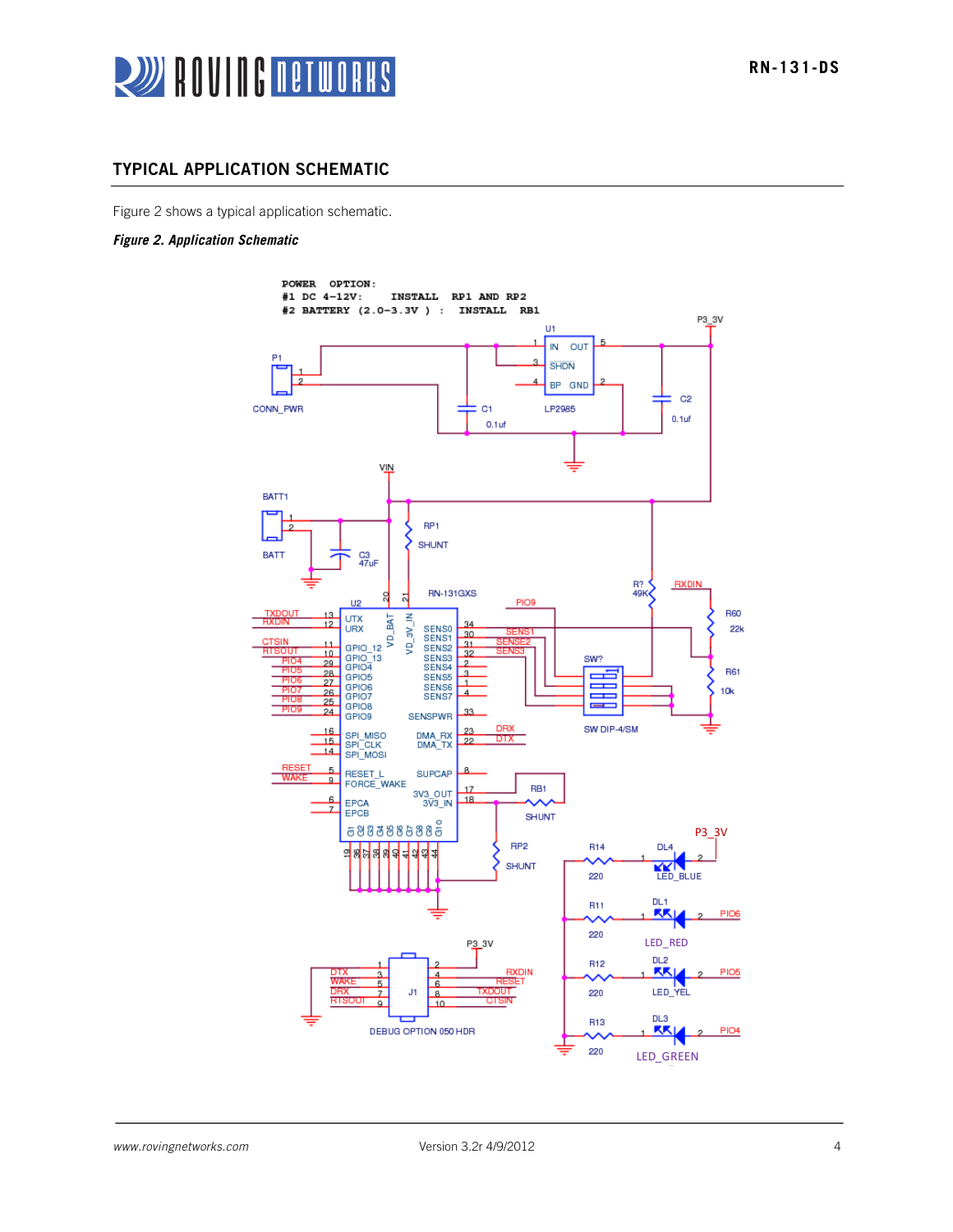## TYPICAL APPLICATION SCHEMATIC

Figure 2 shows a typical application schematic.

***Figure 2. Application Schematic***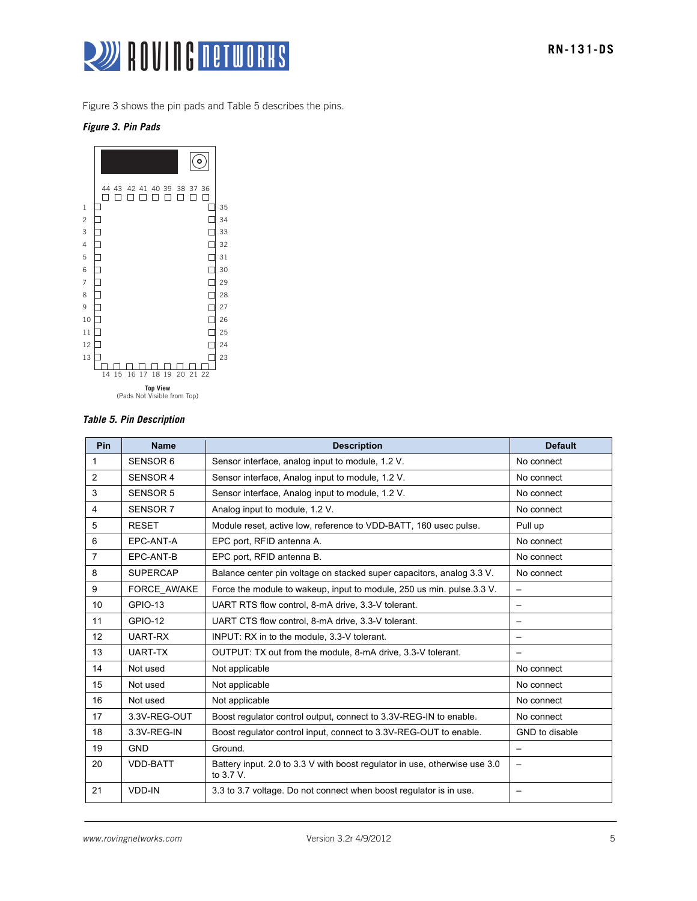Figure 3 shows the pin pads and Table 5 describes the pins.

***Figure 3. Pin Pads***

Top View
(Pads Not Visible from Top)

***Table 5. Pin Description***

| Pin | Name | Description | Default |
|---|---|---|---|
| 1 | SENSOR 6 | Sensor interface, analog input to module, 1.2 V. | No connect |
| 2 | SENSOR 4 | Sensor interface, Analog input to module, 1.2 V. | No connect |
| 3 | SENSOR 5 | Sensor interface, Analog input to module, 1.2 V. | No connect |
| 4 | SENSOR 7 | Analog input to module, 1.2 V. | No connect |
| 5 | RESET | Module reset, active low, reference to VDD-BATT, 160 usec pulse. | Pull up |
| 6 | EPC-ANT-A | EPC port, RFID antenna A. | No connect |
| 7 | EPC-ANT-B | EPC port, RFID antenna B. | No connect |
| 8 | SUPERCAP | Balance center pin voltage on stacked super capacitors, analog 3.3 V. | No connect |
| 9 | FORCE_AWAKE | Force the module to wakeup, input to module, 250 us min. pulse.3.3 V. | – |
| 10 | GPIO-13 | UART RTS flow control, 8-mA drive, 3.3-V tolerant. | – |
| 11 | GPIO-12 | UART CTS flow control, 8-mA drive, 3.3-V tolerant. | – |
| 12 | UART-RX | INPUT: RX in to the module, 3.3-V tolerant. | – |
| 13 | UART-TX | OUTPUT: TX out from the module, 8-mA drive, 3.3-V tolerant. | – |
| 14 | Not used | Not applicable | No connect |
| 15 | Not used | Not applicable | No connect |
| 16 | Not used | Not applicable | No connect |
| 17 | 3.3V-REG-OUT | Boost regulator control output, connect to 3.3V-REG-IN to enable. | No connect |
| 18 | 3.3V-REG-IN | Boost regulator control input, connect to 3.3V-REG-OUT to enable. | GND to disable |
| 19 | GND | Ground. | – |
| 20 | VDD-BATT | Battery input. 2.0 to 3.3 V with boost regulator in use, otherwise use 3.0 to 3.7 V. | – |
| 21 | VDD-IN | 3.3 to 3.7 voltage. Do not connect when boost regulator is in use. | – |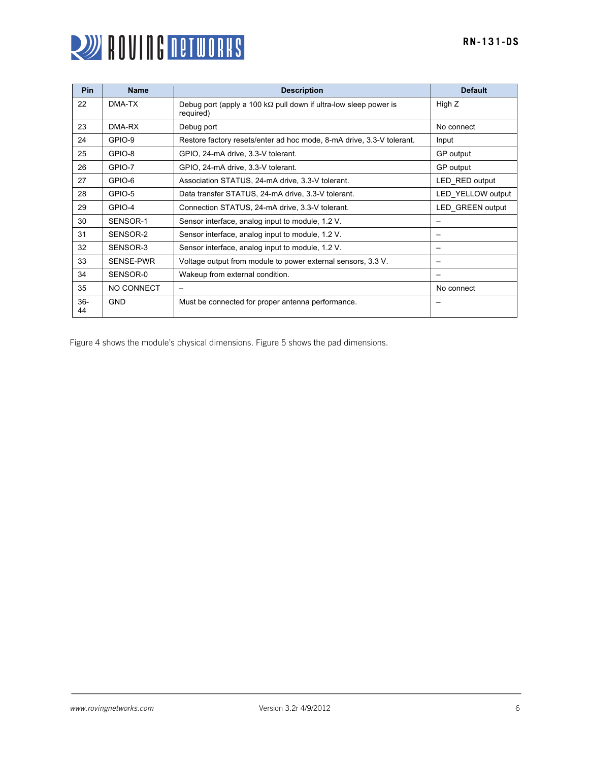| Pin | Name | Description | Default |
|---|---|---|---|
| 22 | DMA-TX | Debug port (apply a 100 kΩ pull down if ultra-low sleep power is required) | High Z |
| 23 | DMA-RX | Debug port | No connect |
| 24 | GPIO-9 | Restore factory resets/enter ad hoc mode, 8-mA drive, 3.3-V tolerant. | Input |
| 25 | GPIO-8 | GPIO, 24-mA drive, 3.3-V tolerant. | GP output |
| 26 | GPIO-7 | GPIO, 24-mA drive, 3.3-V tolerant. | GP output |
| 27 | GPIO-6 | Association STATUS, 24-mA drive, 3.3-V tolerant. | LED_RED output |
| 28 | GPIO-5 | Data transfer STATUS, 24-mA drive, 3.3-V tolerant. | LED_YELLOW output |
| 29 | GPIO-4 | Connection STATUS, 24-mA drive, 3.3-V tolerant. | LED_GREEN output |
| 30 | SENSOR-1 | Sensor interface, analog input to module, 1.2 V. | – |
| 31 | SENSOR-2 | Sensor interface, analog input to module, 1.2 V. | – |
| 32 | SENSOR-3 | Sensor interface, analog input to module, 1.2 V. | – |
| 33 | SENSE-PWR | Voltage output from module to power external sensors, 3.3 V. | – |
| 34 | SENSOR-0 | Wakeup from external condition. | – |
| 35 | NO CONNECT | – | No connect |
| 36-44 | GND | Must be connected for proper antenna performance. | – |

Figure 4 shows the module's physical dimensions. Figure 5 shows the pad dimensions.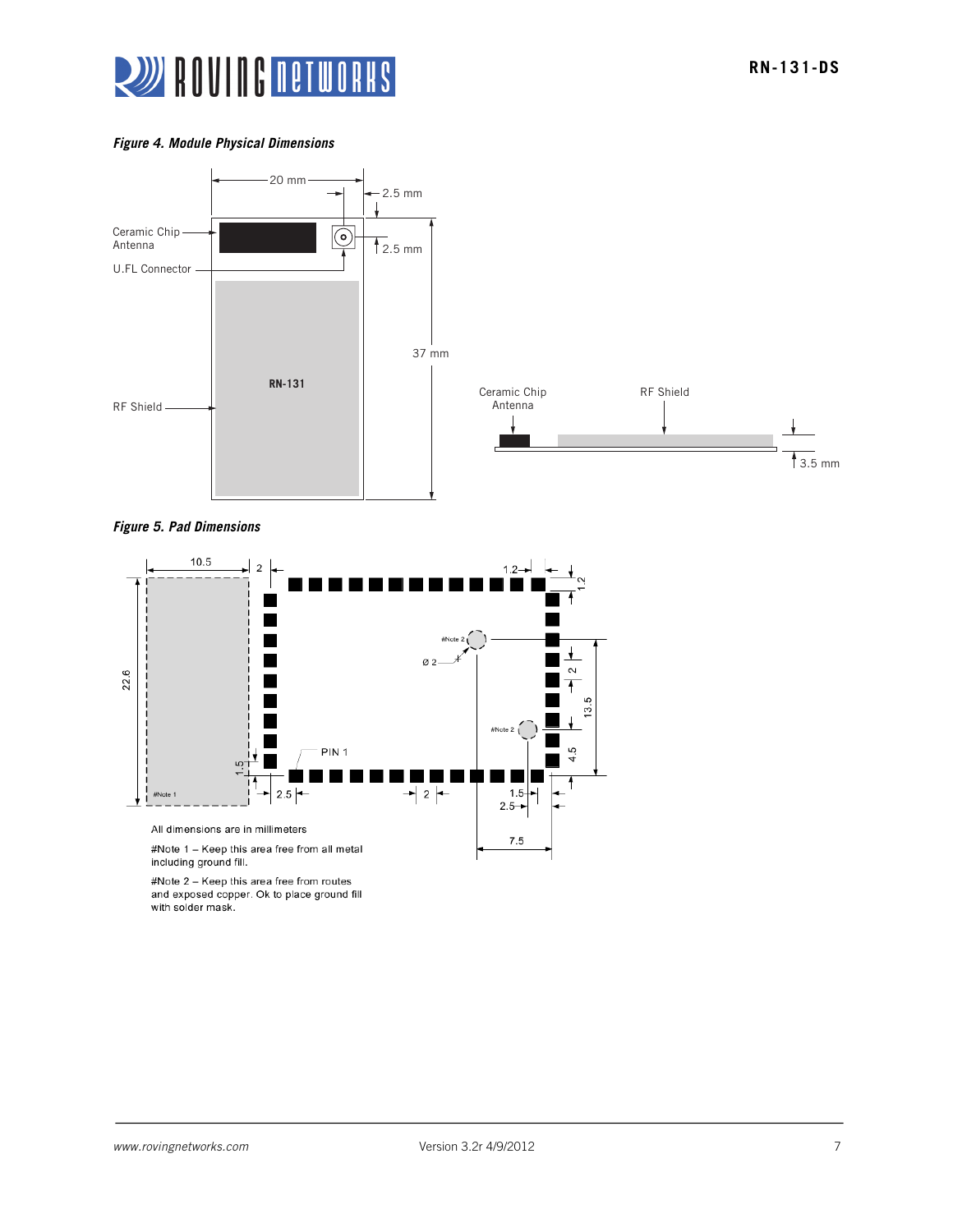*Figure 4. Module Physical Dimensions*

*Figure 5. Pad Dimensions*

All dimensions are in millimeters

#Note 1 – Keep this area free from all metal including ground fill.

#Note 2 – Keep this area free from routes and exposed copper. Ok to place ground fill with solder mask.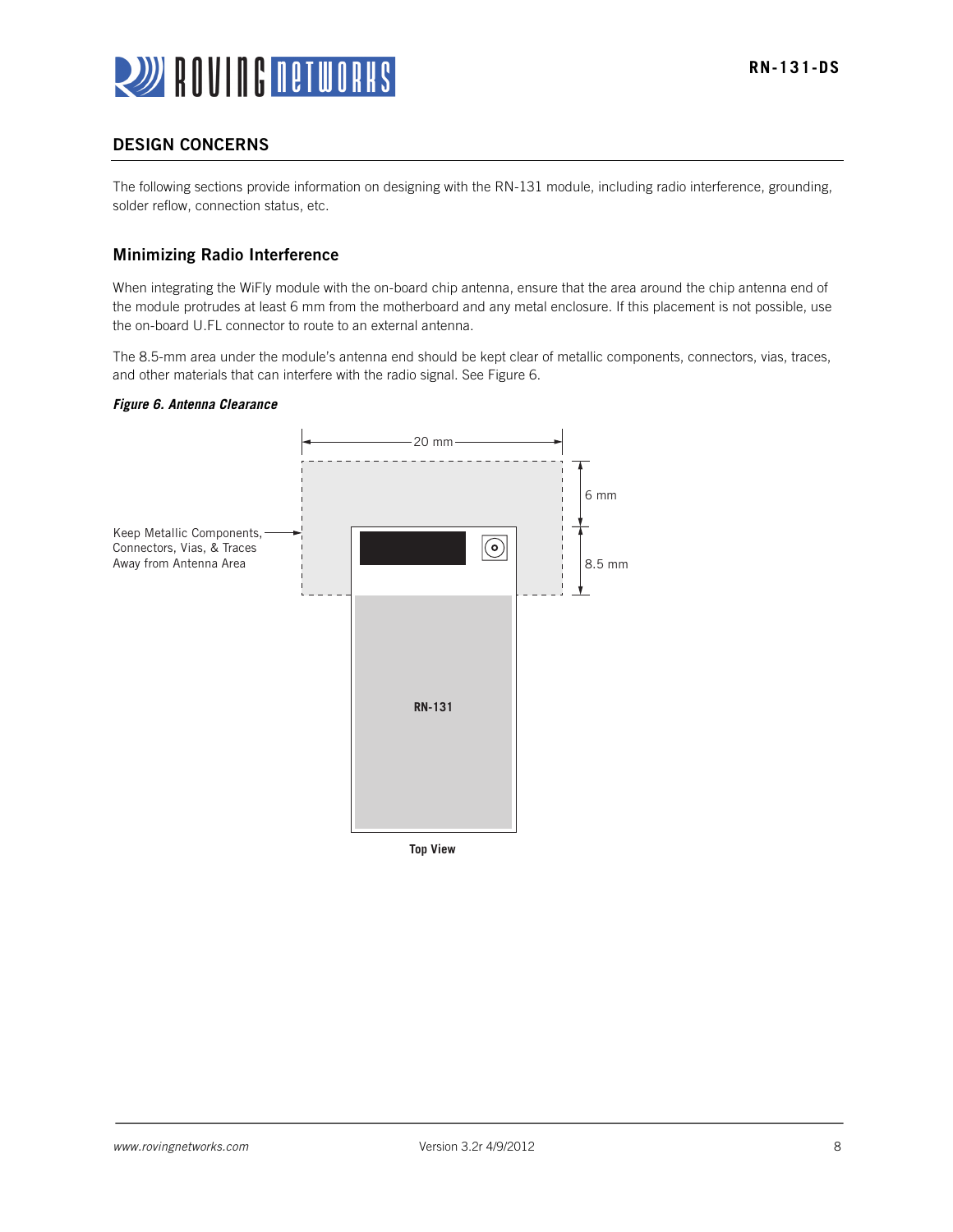## DESIGN CONCERNS

The following sections provide information on designing with the RN-131 module, including radio interference, grounding, solder reflow, connection status, etc.

### Minimizing Radio Interference

When integrating the WiFly module with the on-board chip antenna, ensure that the area around the chip antenna end of the module protrudes at least 6 mm from the motherboard and any metal enclosure. If this placement is not possible, use the on-board U.FL connector to route to an external antenna.

The 8.5-mm area under the module's antenna end should be kept clear of metallic components, connectors, vias, traces, and other materials that can interfere with the radio signal. See Figure 6.

***Figure 6. Antenna Clearance***

20 mm

6 mm

8.5 mm

Keep Metallic Components, Connectors, Vias, & Traces Away from Antenna Area

RN-131

**Top View**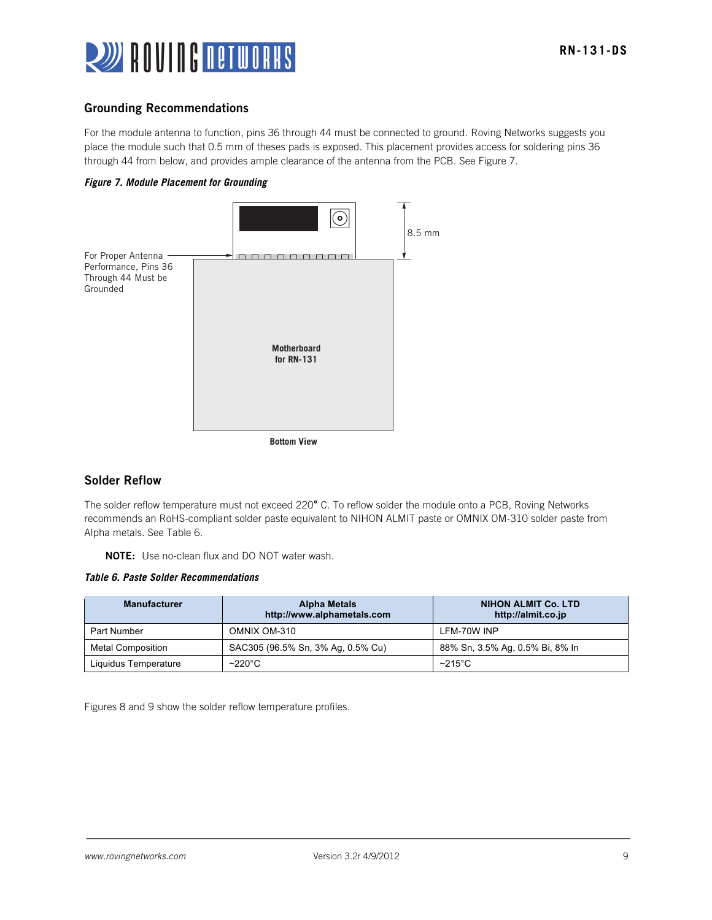## Grounding Recommendations

For the module antenna to function, pins 36 through 44 must be connected to ground. Roving Networks suggests you place the module such that 0.5 mm of theses pads is exposed. This placement provides access for soldering pins 36 through 44 from below, and provides ample clearance of the antenna from the PCB. See Figure 7.

***Figure 7. Module Placement for Grounding***

For Proper Antenna Performance, Pins 36 Through 44 Must be Grounded

8.5 mm

**Motherboard for RN-131**

**Bottom View**

## Solder Reflow

The solder reflow temperature must not exceed 220° C. To reflow solder the module onto a PCB, Roving Networks recommends an RoHS-compliant solder paste equivalent to NIHON ALMIT paste or OMNIX OM-310 solder paste from Alpha metals. See Table 6.

> **NOTE:** Use no-clean flux and DO NOT water wash.

***Table 6. Paste Solder Recommendations***

| Manufacturer | Alpha Metals http://www.alphametals.com | NIHON ALMIT Co. LTD http://almit.co.jp |
|---|---|---|
| Part Number | OMNIX OM-310 | LFM-70W INP |
| Metal Composition | SAC305 (96.5% Sn, 3% Ag, 0.5% Cu) | 88% Sn, 3.5% Ag, 0.5% Bi, 8% In |
| Liquidus Temperature | ~220°C | ~215°C |

Figures 8 and 9 show the solder reflow temperature profiles.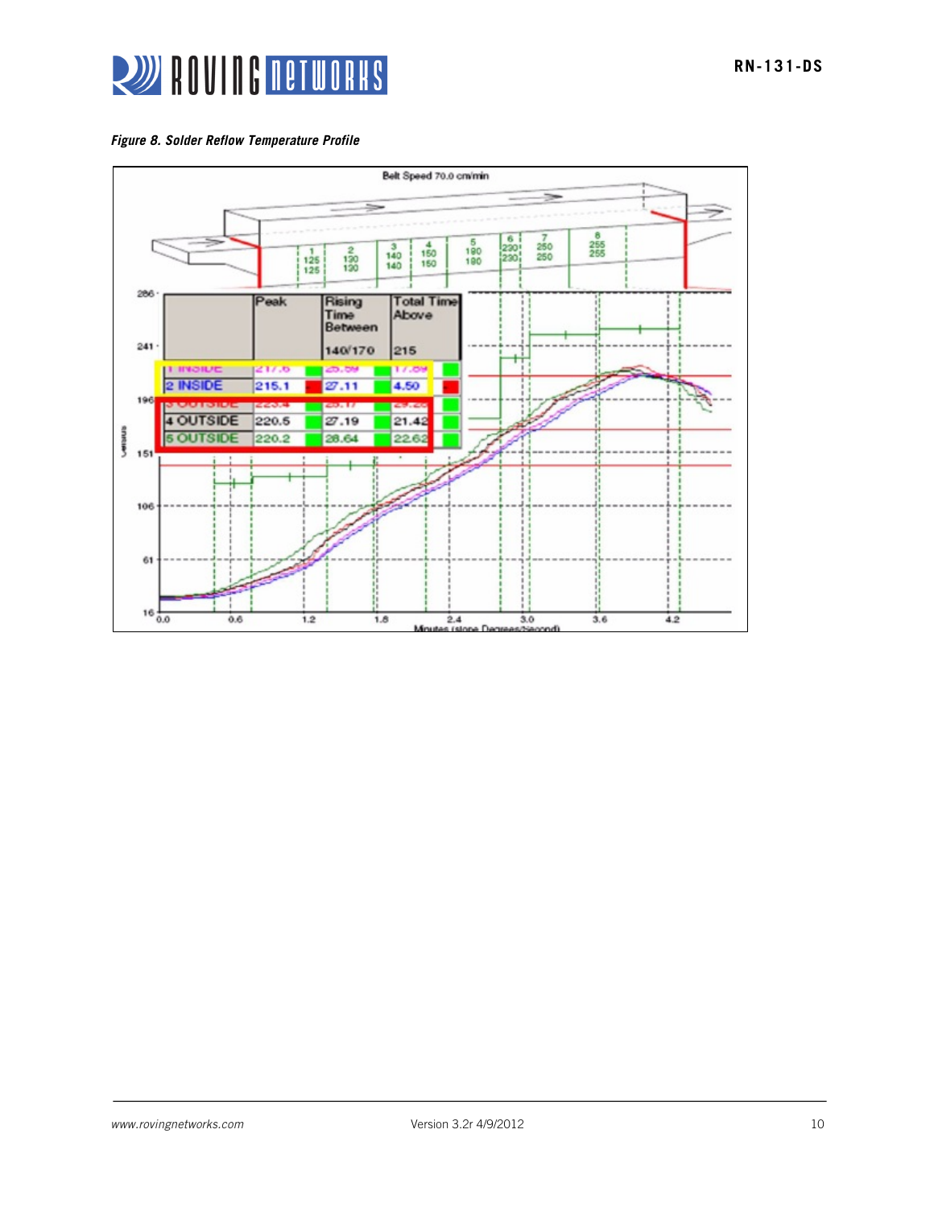*Figure 8. Solder Reflow Temperature Profile*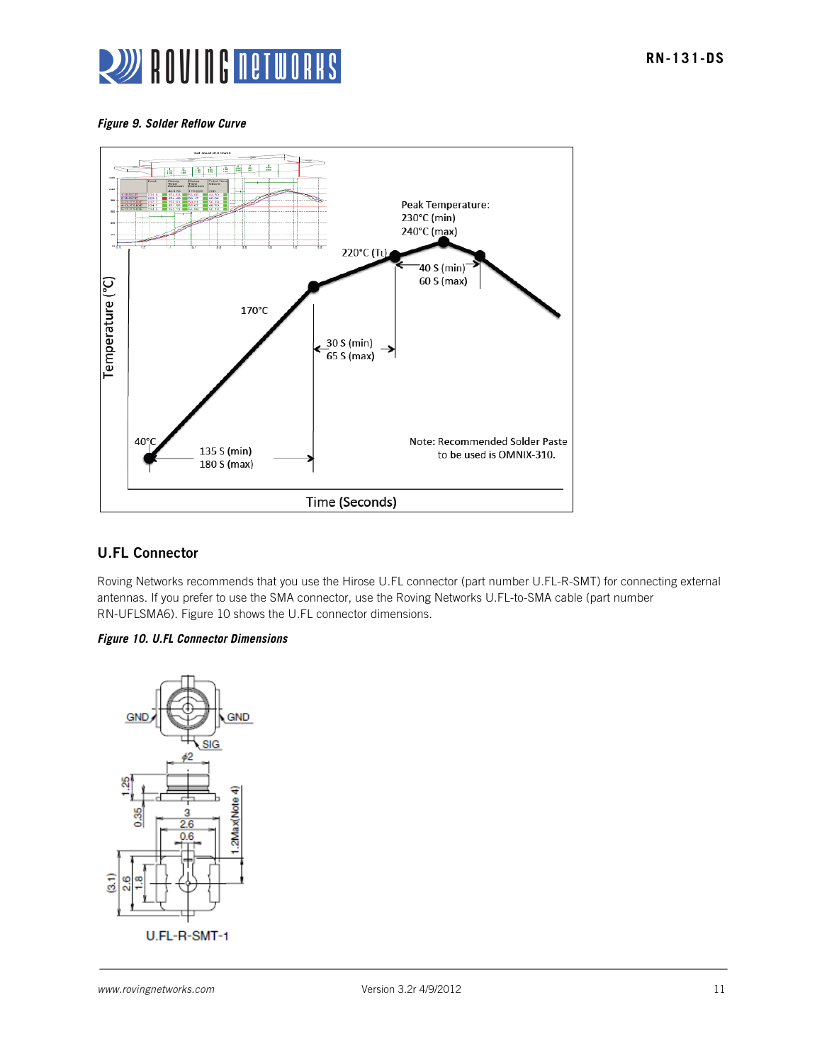*Figure 9. Solder Reflow Curve*

Peak Temperature:
230°C (min)
240°C (max)

220°C (TL)

40 S (min)
60 S (max)

170°C

30 S (min)
65 S (max)

40°C

135 S (min)
180 S (max)

Note: Recommended Solder Paste to be used is OMNIX-310.

Temperature (°C)

Time (Seconds)

## U.FL Connector

Roving Networks recommends that you use the Hirose U.FL connector (part number U.FL-R-SMT) for connecting external antennas. If you prefer to use the SMA connector, use the Roving Networks U.FL-to-SMA cable (part number RN-UFLSMA6). Figure 10 shows the U.FL connector dimensions.

*Figure 10. U.FL Connector Dimensions*

U.FL-R-SMT-1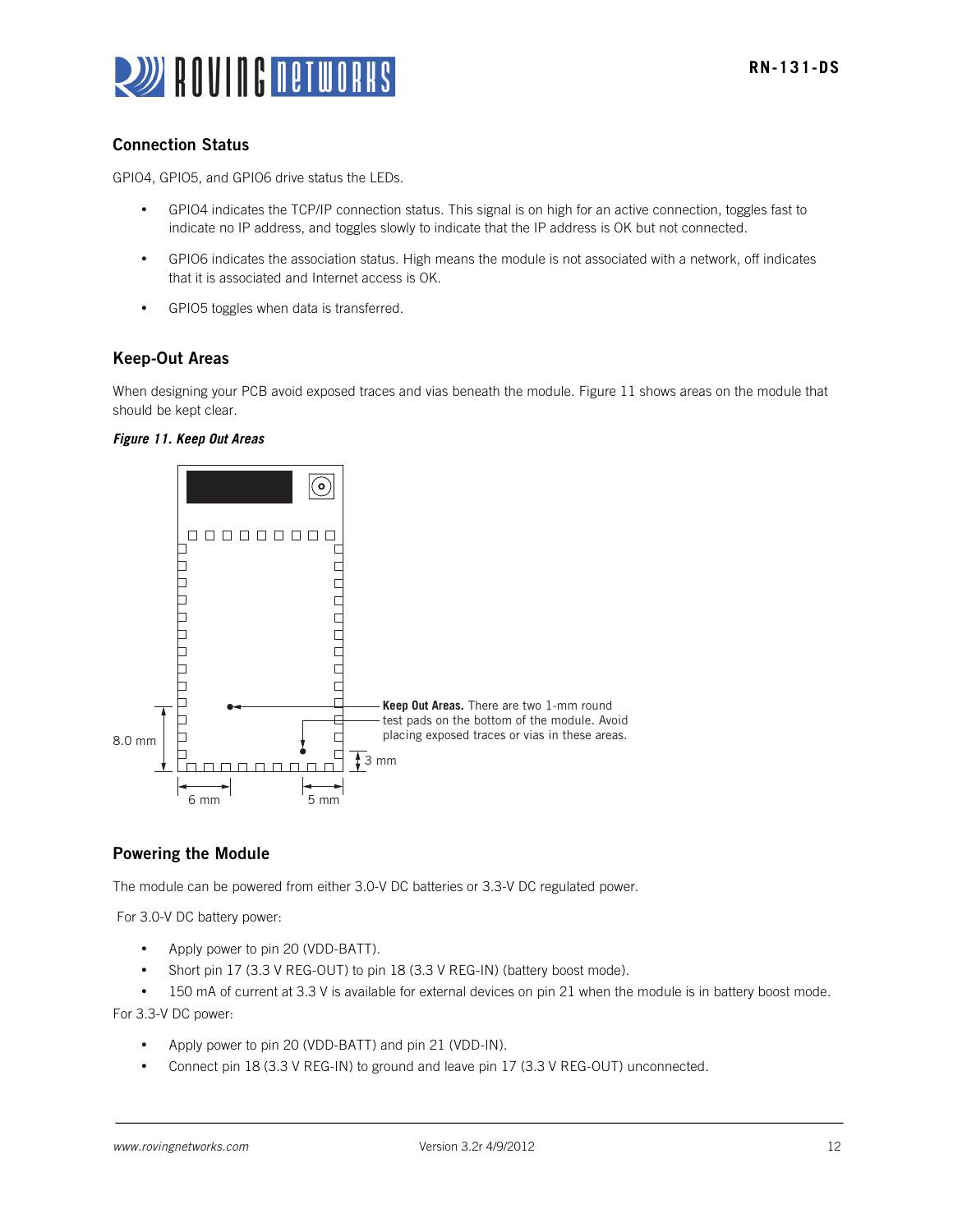## Connection Status

GPIO4, GPIO5, and GPIO6 drive status the LEDs.

- GPIO4 indicates the TCP/IP connection status. This signal is on high for an active connection, toggles fast to indicate no IP address, and toggles slowly to indicate that the IP address is OK but not connected.
- GPIO6 indicates the association status. High means the module is not associated with a network, off indicates that it is associated and Internet access is OK.
- GPIO5 toggles when data is transferred.

## Keep-Out Areas

When designing your PCB avoid exposed traces and vias beneath the module. Figure 11 shows areas on the module that should be kept clear.

***Figure 11. Keep Out Areas***

**Keep Out Areas.** There are two 1-mm round test pads on the bottom of the module. Avoid placing exposed traces or vias in these areas.

8.0 mm

3 mm

6 mm

5 mm

## Powering the Module

The module can be powered from either 3.0-V DC batteries or 3.3-V DC regulated power.

For 3.0-V DC battery power:

- Apply power to pin 20 (VDD-BATT).
- Short pin 17 (3.3 V REG-OUT) to pin 18 (3.3 V REG-IN) (battery boost mode).
- 150 mA of current at 3.3 V is available for external devices on pin 21 when the module is in battery boost mode.

For 3.3-V DC power:

- Apply power to pin 20 (VDD-BATT) and pin 21 (VDD-IN).
- Connect pin 18 (3.3 V REG-IN) to ground and leave pin 17 (3.3 V REG-OUT) unconnected.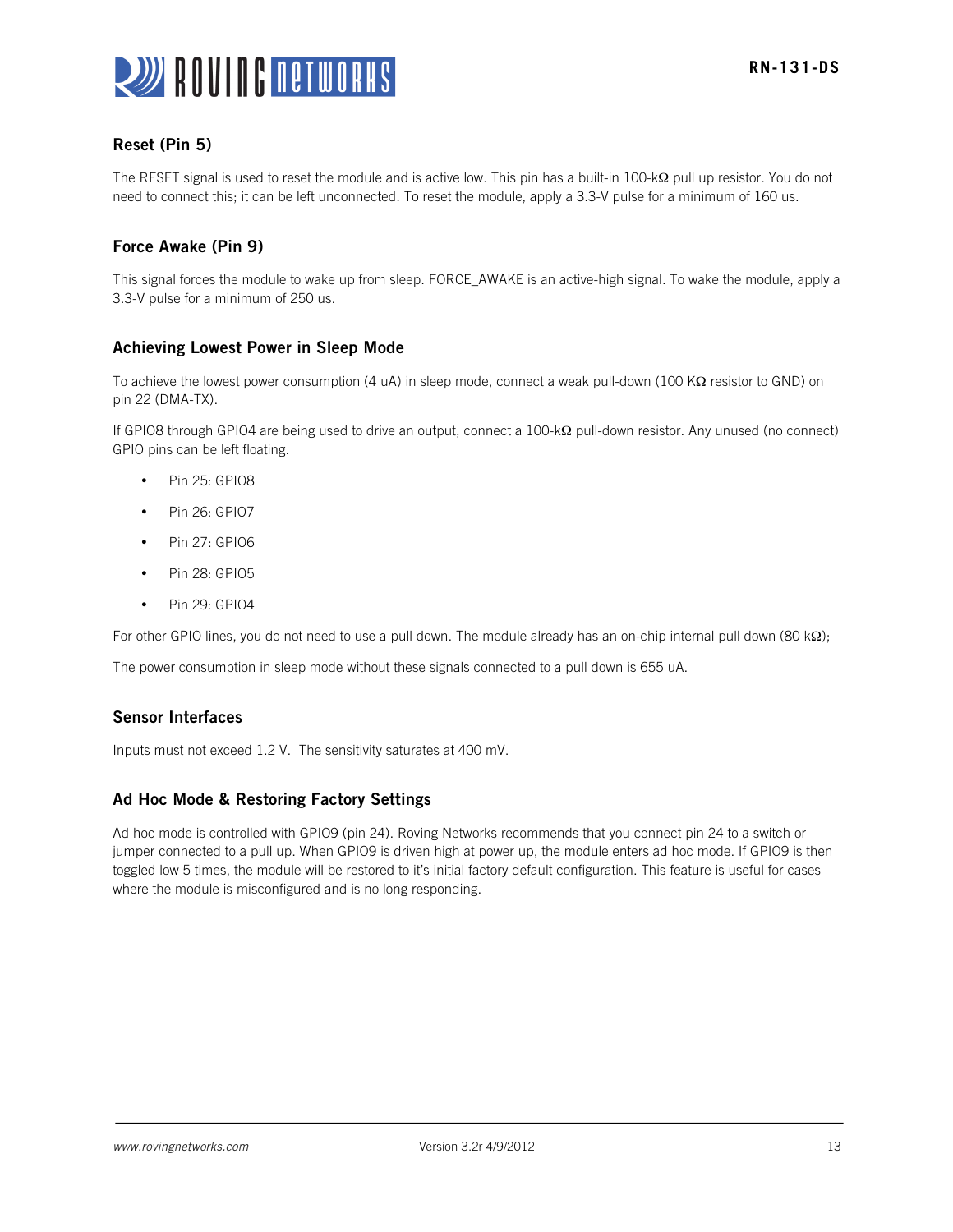## Reset (Pin 5)

The RESET signal is used to reset the module and is active low. This pin has a built-in 100-kΩ pull up resistor. You do not need to connect this; it can be left unconnected. To reset the module, apply a 3.3-V pulse for a minimum of 160 us.

## Force Awake (Pin 9)

This signal forces the module to wake up from sleep. FORCE_AWAKE is an active-high signal. To wake the module, apply a 3.3-V pulse for a minimum of 250 us.

## Achieving Lowest Power in Sleep Mode

To achieve the lowest power consumption (4 uA) in sleep mode, connect a weak pull-down (100 KΩ resistor to GND) on pin 22 (DMA-TX).

If GPIO8 through GPIO4 are being used to drive an output, connect a 100-kΩ pull-down resistor. Any unused (no connect) GPIO pins can be left floating.

- Pin 25: GPIO8
- Pin 26: GPIO7
- Pin 27: GPIO6
- Pin 28: GPIO5
- Pin 29: GPIO4

For other GPIO lines, you do not need to use a pull down. The module already has an on-chip internal pull down (80 kΩ);

The power consumption in sleep mode without these signals connected to a pull down is 655 uA.

## Sensor Interfaces

Inputs must not exceed 1.2 V. The sensitivity saturates at 400 mV.

## Ad Hoc Mode & Restoring Factory Settings

Ad hoc mode is controlled with GPIO9 (pin 24). Roving Networks recommends that you connect pin 24 to a switch or jumper connected to a pull up. When GPIO9 is driven high at power up, the module enters ad hoc mode. If GPIO9 is then toggled low 5 times, the module will be restored to it's initial factory default configuration. This feature is useful for cases where the module is misconfigured and is no long responding.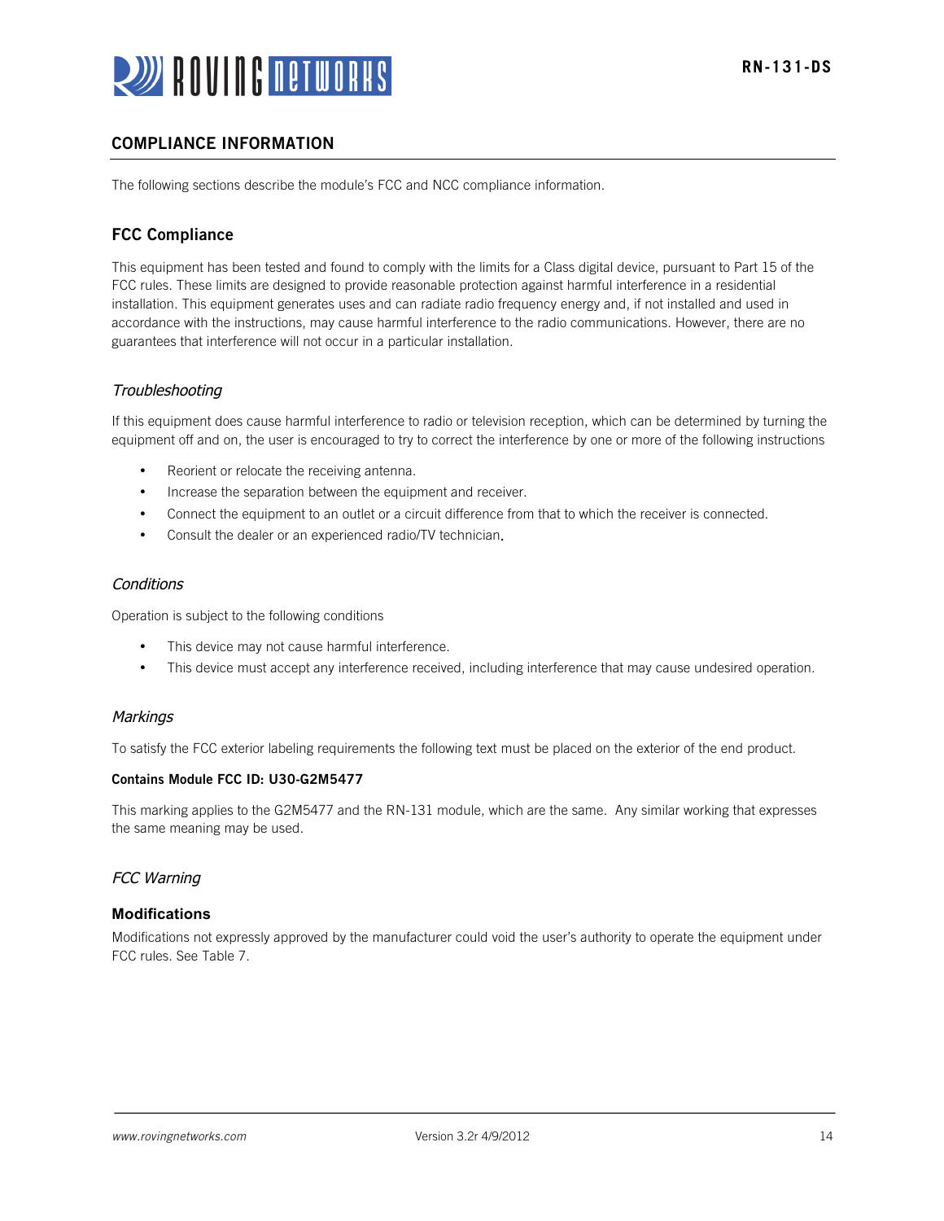## COMPLIANCE INFORMATION

The following sections describe the module's FCC and NCC compliance information.

### FCC Compliance

This equipment has been tested and found to comply with the limits for a Class digital device, pursuant to Part 15 of the FCC rules. These limits are designed to provide reasonable protection against harmful interference in a residential installation. This equipment generates uses and can radiate radio frequency energy and, if not installed and used in accordance with the instructions, may cause harmful interference to the radio communications. However, there are no guarantees that interference will not occur in a particular installation.

#### *Troubleshooting*

If this equipment does cause harmful interference to radio or television reception, which can be determined by turning the equipment off and on, the user is encouraged to try to correct the interference by one or more of the following instructions

- Reorient or relocate the receiving antenna.
- Increase the separation between the equipment and receiver.
- Connect the equipment to an outlet or a circuit difference from that to which the receiver is connected.
- Consult the dealer or an experienced radio/TV technician.

#### *Conditions*

Operation is subject to the following conditions

- This device may not cause harmful interference.
- This device must accept any interference received, including interference that may cause undesired operation.

#### *Markings*

To satisfy the FCC exterior labeling requirements the following text must be placed on the exterior of the end product.

**Contains Module FCC ID: U30-G2M5477**

This marking applies to the G2M5477 and the RN-131 module, which are the same. Any similar working that expresses the same meaning may be used.

#### *FCC Warning*

**Modifications**

Modifications not expressly approved by the manufacturer could void the user's authority to operate the equipment under FCC rules. See Table 7.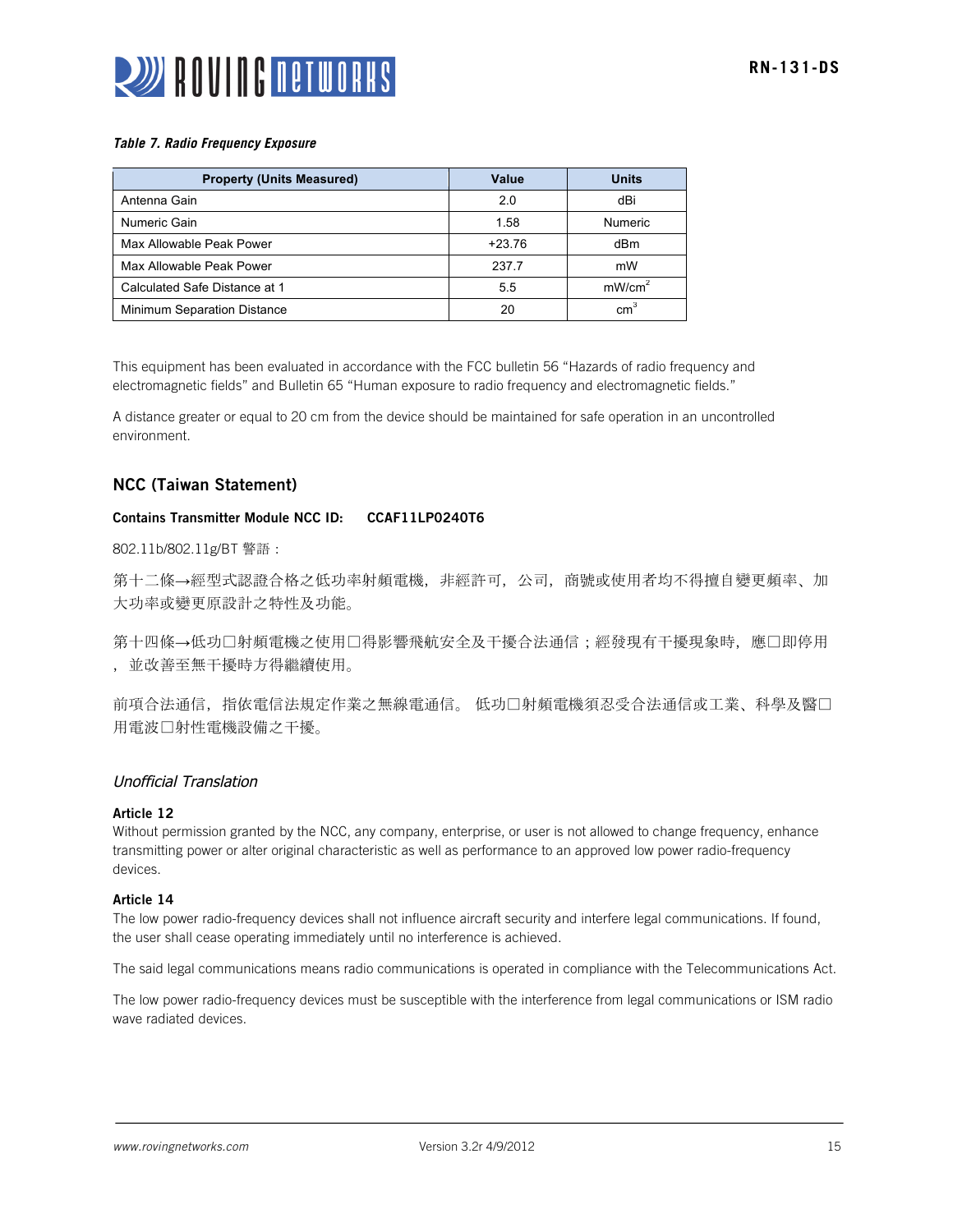***Table 7. Radio Frequency Exposure***

| Property (Units Measured) | Value | Units |
| --- | --- | --- |
| Antenna Gain | 2.0 | dBi |
| Numeric Gain | 1.58 | Numeric |
| Max Allowable Peak Power | +23.76 | dBm |
| Max Allowable Peak Power | 237.7 | mW |
| Calculated Safe Distance at 1 | 5.5 | mW/cm$^2$ |
| Minimum Separation Distance | 20 | cm$^3$ |

This equipment has been evaluated in accordance with the FCC bulletin 56 "Hazards of radio frequency and electromagnetic fields" and Bulletin 65 "Human exposure to radio frequency and electromagnetic fields."

A distance greater or equal to 20 cm from the device should be maintained for safe operation in an uncontrolled environment.

## NCC (Taiwan Statement)

**Contains Transmitter Module NCC ID: CCAF11LP0240T6**

802.11b/802.11g/BT 警語：

第十二條→經型式認證合格之低功率射頻電機，非經許可，公司，商號或使用者均不得擅自變更頻率、加大功率或變更原設計之特性及功能。

第十四條→低功□射頻電機之使用□得影響飛航安全及干擾合法通信；經發現有干擾現象時，應□即停用，並改善至無干擾時方得繼續使用。

前項合法通信，指依電信法規定作業之無線電通信。 低功□射頻電機須忍受合法通信或工業、科學及醫□用電波□射性電機設備之干擾。

### *Unofficial Translation*

**Article 12**
Without permission granted by the NCC, any company, enterprise, or user is not allowed to change frequency, enhance transmitting power or alter original characteristic as well as performance to an approved low power radio-frequency devices.

**Article 14**
The low power radio-frequency devices shall not influence aircraft security and interfere legal communications. If found, the user shall cease operating immediately until no interference is achieved.

The said legal communications means radio communications is operated in compliance with the Telecommunications Act.

The low power radio-frequency devices must be susceptible with the interference from legal communications or ISM radio wave radiated devices.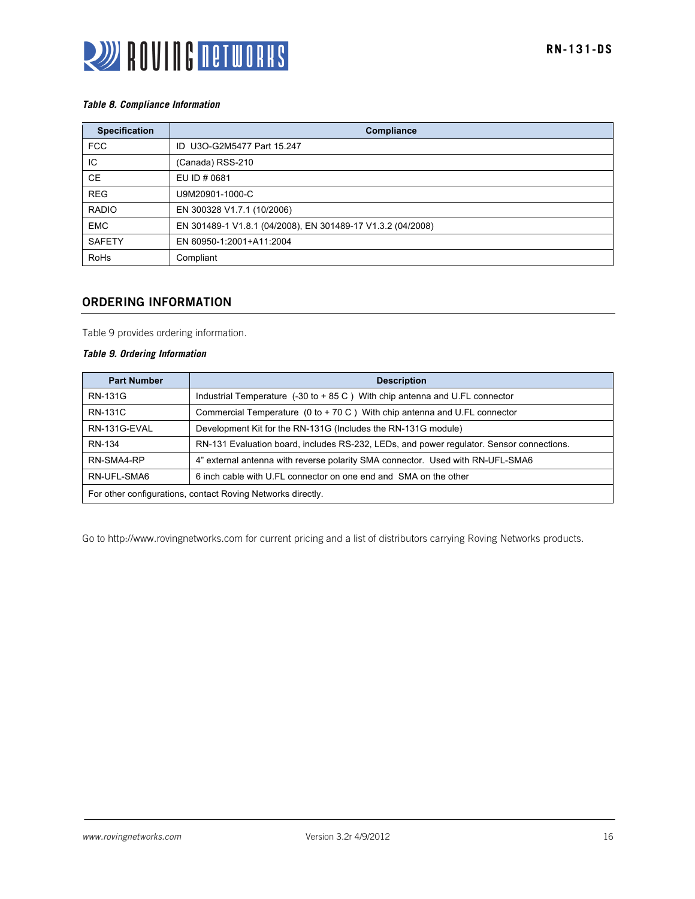***Table 8. Compliance Information***

| Specification | Compliance |
| --- | --- |
| FCC | ID U3O-G2M5477 Part 15.247 |
| IC | (Canada) RSS-210 |
| CE | EU ID # 0681 |
| REG | U9M20901-1000-C |
| RADIO | EN 300328 V1.7.1 (10/2006) |
| EMC | EN 301489-1 V1.8.1 (04/2008), EN 301489-17 V1.3.2 (04/2008) |
| SAFETY | EN 60950-1:2001+A11:2004 |
| RoHs | Compliant |

## ORDERING INFORMATION

Table 9 provides ordering information.

***Table 9. Ordering Information***

| Part Number | Description |
| --- | --- |
| RN-131G | Industrial Temperature (-30 to + 85 C ) With chip antenna and U.FL connector |
| RN-131C | Commercial Temperature (0 to + 70 C ) With chip antenna and U.FL connector |
| RN-131G-EVAL | Development Kit for the RN-131G (Includes the RN-131G module) |
| RN-134 | RN-131 Evaluation board, includes RS-232, LEDs, and power regulator. Sensor connections. |
| RN-SMA4-RP | 4" external antenna with reverse polarity SMA connector. Used with RN-UFL-SMA6 |
| RN-UFL-SMA6 | 6 inch cable with U.FL connector on one end and SMA on the other |
| For other configurations, contact Roving Networks directly. | |

Go to http://www.rovingnetworks.com for current pricing and a list of distributors carrying Roving Networks products.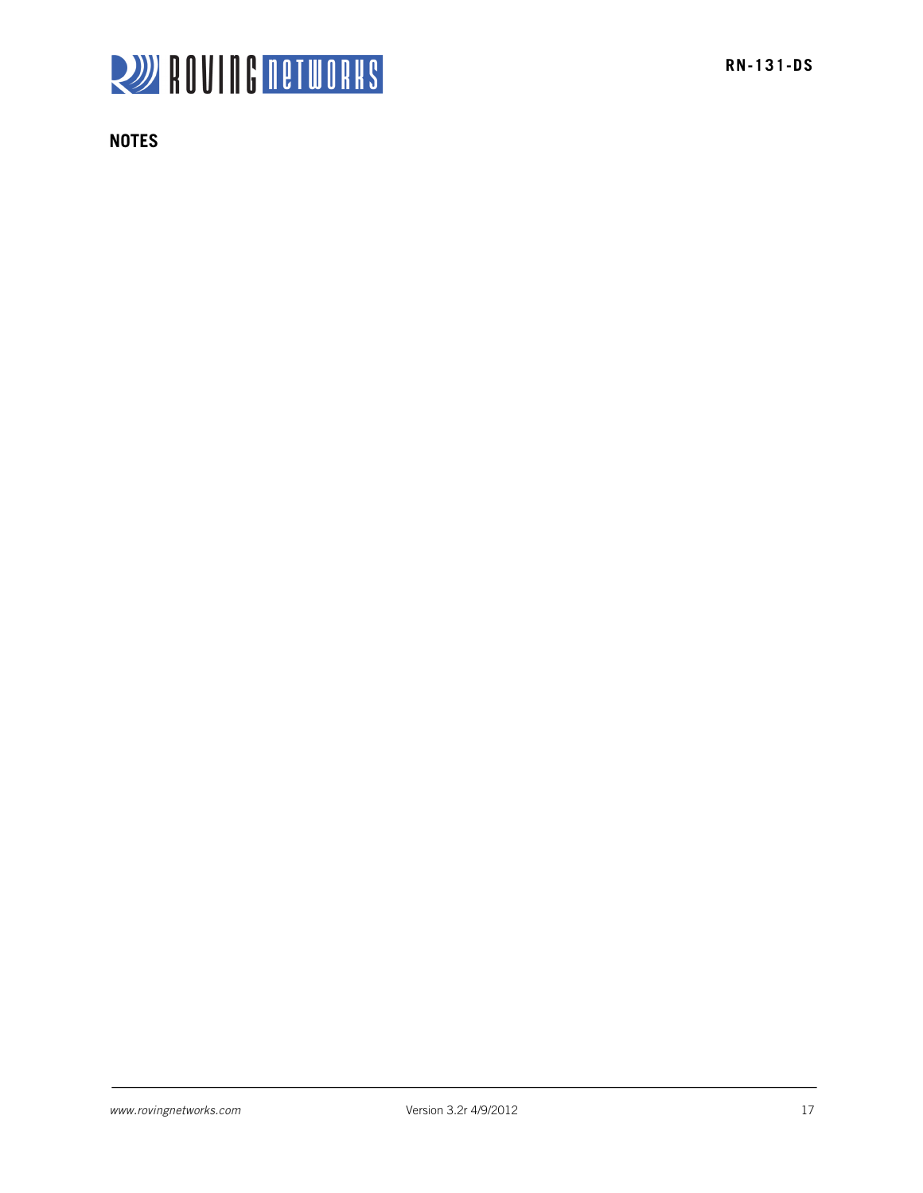## NOTES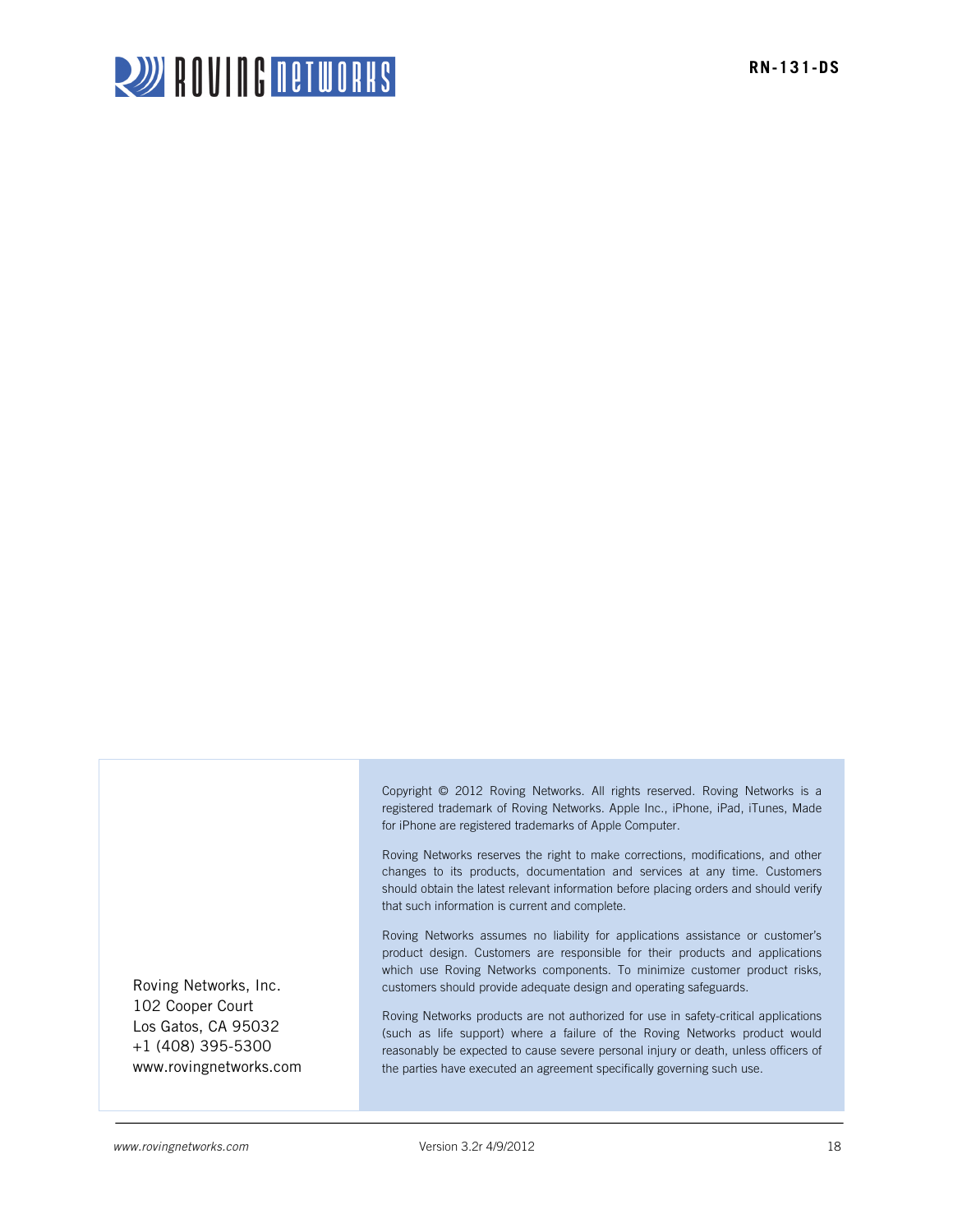Roving Networks, Inc.
102 Cooper Court
Los Gatos, CA 95032
+1 (408) 395-5300
www.rovingnetworks.com

Copyright © 2012 Roving Networks. All rights reserved. Roving Networks is a registered trademark of Roving Networks. Apple Inc., iPhone, iPad, iTunes, Made for iPhone are registered trademarks of Apple Computer.

Roving Networks reserves the right to make corrections, modifications, and other changes to its products, documentation and services at any time. Customers should obtain the latest relevant information before placing orders and should verify that such information is current and complete.

Roving Networks assumes no liability for applications assistance or customer's product design. Customers are responsible for their products and applications which use Roving Networks components. To minimize customer product risks, customers should provide adequate design and operating safeguards.

Roving Networks products are not authorized for use in safety-critical applications (such as life support) where a failure of the Roving Networks product would reasonably be expected to cause severe personal injury or death, unless officers of the parties have executed an agreement specifically governing such use.